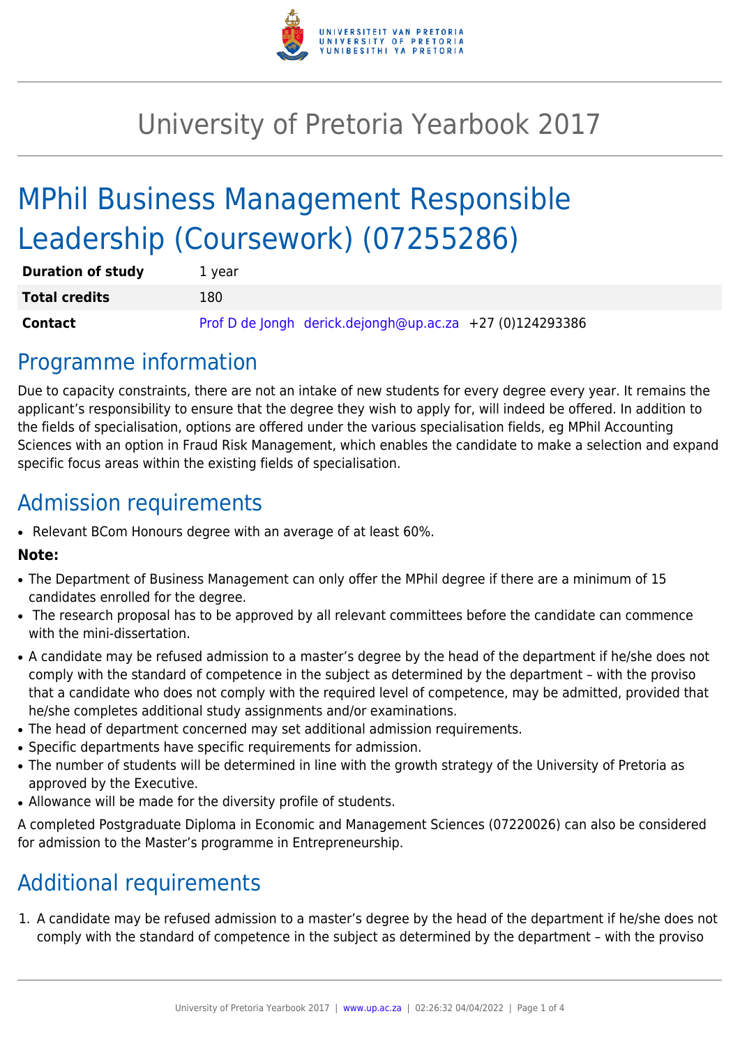# University of Pretoria Yearbook 2017

# MPhil Business Management Responsible Leadership (Coursework) (07255286)

| | |
|---|---|
| **Duration of study** | 1 year |
| **Total credits** | 180 |
| **Contact** | Prof D de Jongh derick.dejongh@up.ac.za +27 (0)124293386 |

## Programme information

Due to capacity constraints, there are not an intake of new students for every degree every year. It remains the applicant's responsibility to ensure that the degree they wish to apply for, will indeed be offered. In addition to the fields of specialisation, options are offered under the various specialisation fields, eg MPhil Accounting Sciences with an option in Fraud Risk Management, which enables the candidate to make a selection and expand specific focus areas within the existing fields of specialisation.

## Admission requirements

- Relevant BCom Honours degree with an average of at least 60%.

**Note:**

- The Department of Business Management can only offer the MPhil degree if there are a minimum of 15 candidates enrolled for the degree.
- The research proposal has to be approved by all relevant committees before the candidate can commence with the mini-dissertation.
- A candidate may be refused admission to a master's degree by the head of the department if he/she does not comply with the standard of competence in the subject as determined by the department – with the proviso that a candidate who does not comply with the required level of competence, may be admitted, provided that he/she completes additional study assignments and/or examinations.
- The head of department concerned may set additional admission requirements.
- Specific departments have specific requirements for admission.
- The number of students will be determined in line with the growth strategy of the University of Pretoria as approved by the Executive.
- Allowance will be made for the diversity profile of students.

A completed Postgraduate Diploma in Economic and Management Sciences (07220026) can also be considered for admission to the Master's programme in Entrepreneurship.

## Additional requirements

1. A candidate may be refused admission to a master's degree by the head of the department if he/she does not comply with the standard of competence in the subject as determined by the department – with the proviso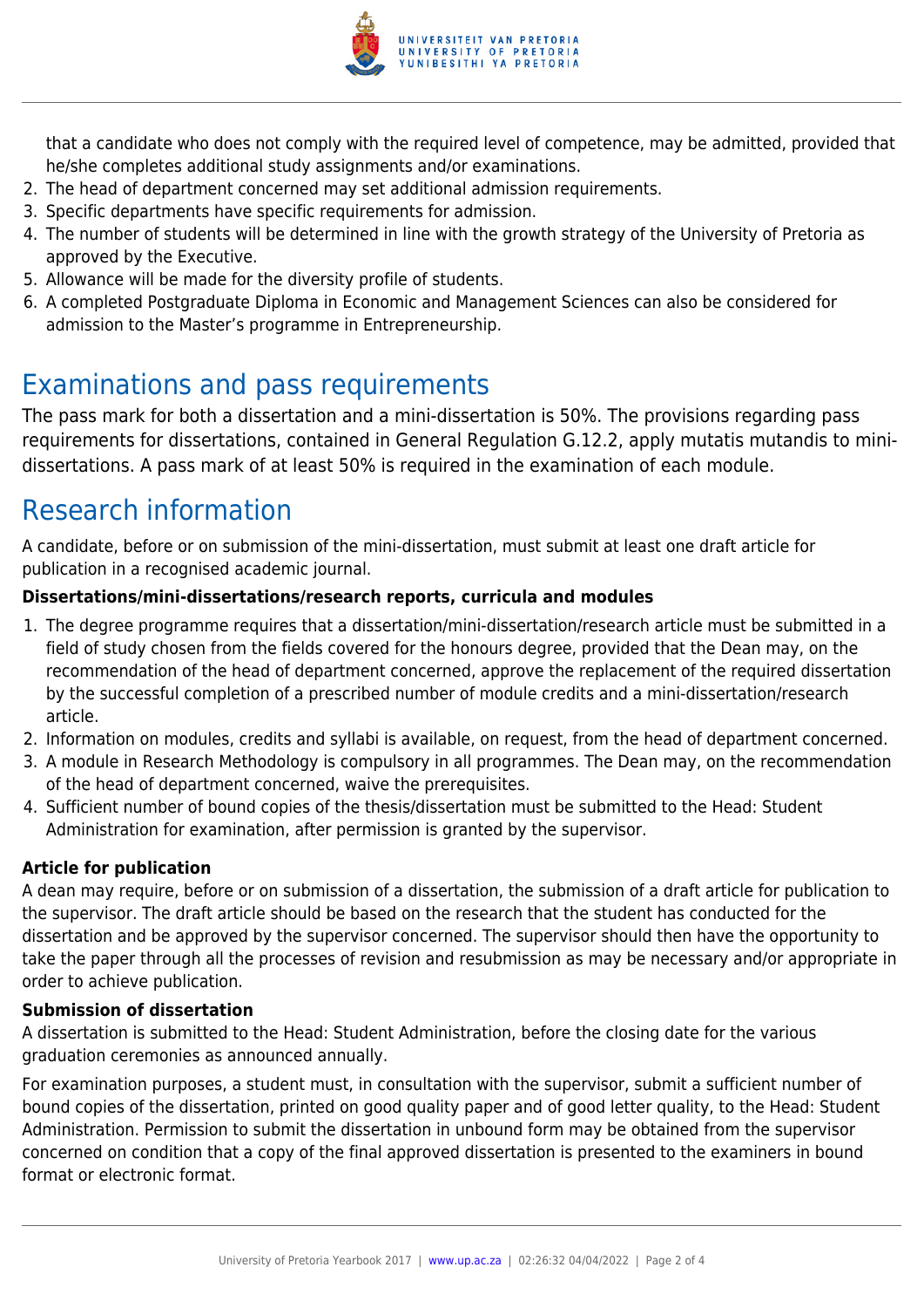that a candidate who does not comply with the required level of competence, may be admitted, provided that he/she completes additional study assignments and/or examinations.

2. The head of department concerned may set additional admission requirements.
3. Specific departments have specific requirements for admission.
4. The number of students will be determined in line with the growth strategy of the University of Pretoria as approved by the Executive.
5. Allowance will be made for the diversity profile of students.
6. A completed Postgraduate Diploma in Economic and Management Sciences can also be considered for admission to the Master's programme in Entrepreneurship.

# Examinations and pass requirements

The pass mark for both a dissertation and a mini-dissertation is 50%. The provisions regarding pass requirements for dissertations, contained in General Regulation G.12.2, apply mutatis mutandis to mini-dissertations. A pass mark of at least 50% is required in the examination of each module.

# Research information

A candidate, before or on submission of the mini-dissertation, must submit at least one draft article for publication in a recognised academic journal.

**Dissertations/mini-dissertations/research reports, curricula and modules**

1. The degree programme requires that a dissertation/mini-dissertation/research article must be submitted in a field of study chosen from the fields covered for the honours degree, provided that the Dean may, on the recommendation of the head of department concerned, approve the replacement of the required dissertation by the successful completion of a prescribed number of module credits and a mini-dissertation/research article.
2. Information on modules, credits and syllabi is available, on request, from the head of department concerned.
3. A module in Research Methodology is compulsory in all programmes. The Dean may, on the recommendation of the head of department concerned, waive the prerequisites.
4. Sufficient number of bound copies of the thesis/dissertation must be submitted to the Head: Student Administration for examination, after permission is granted by the supervisor.

**Article for publication**

A dean may require, before or on submission of a dissertation, the submission of a draft article for publication to the supervisor. The draft article should be based on the research that the student has conducted for the dissertation and be approved by the supervisor concerned. The supervisor should then have the opportunity to take the paper through all the processes of revision and resubmission as may be necessary and/or appropriate in order to achieve publication.

**Submission of dissertation**

A dissertation is submitted to the Head: Student Administration, before the closing date for the various graduation ceremonies as announced annually.

For examination purposes, a student must, in consultation with the supervisor, submit a sufficient number of bound copies of the dissertation, printed on good quality paper and of good letter quality, to the Head: Student Administration. Permission to submit the dissertation in unbound form may be obtained from the supervisor concerned on condition that a copy of the final approved dissertation is presented to the examiners in bound format or electronic format.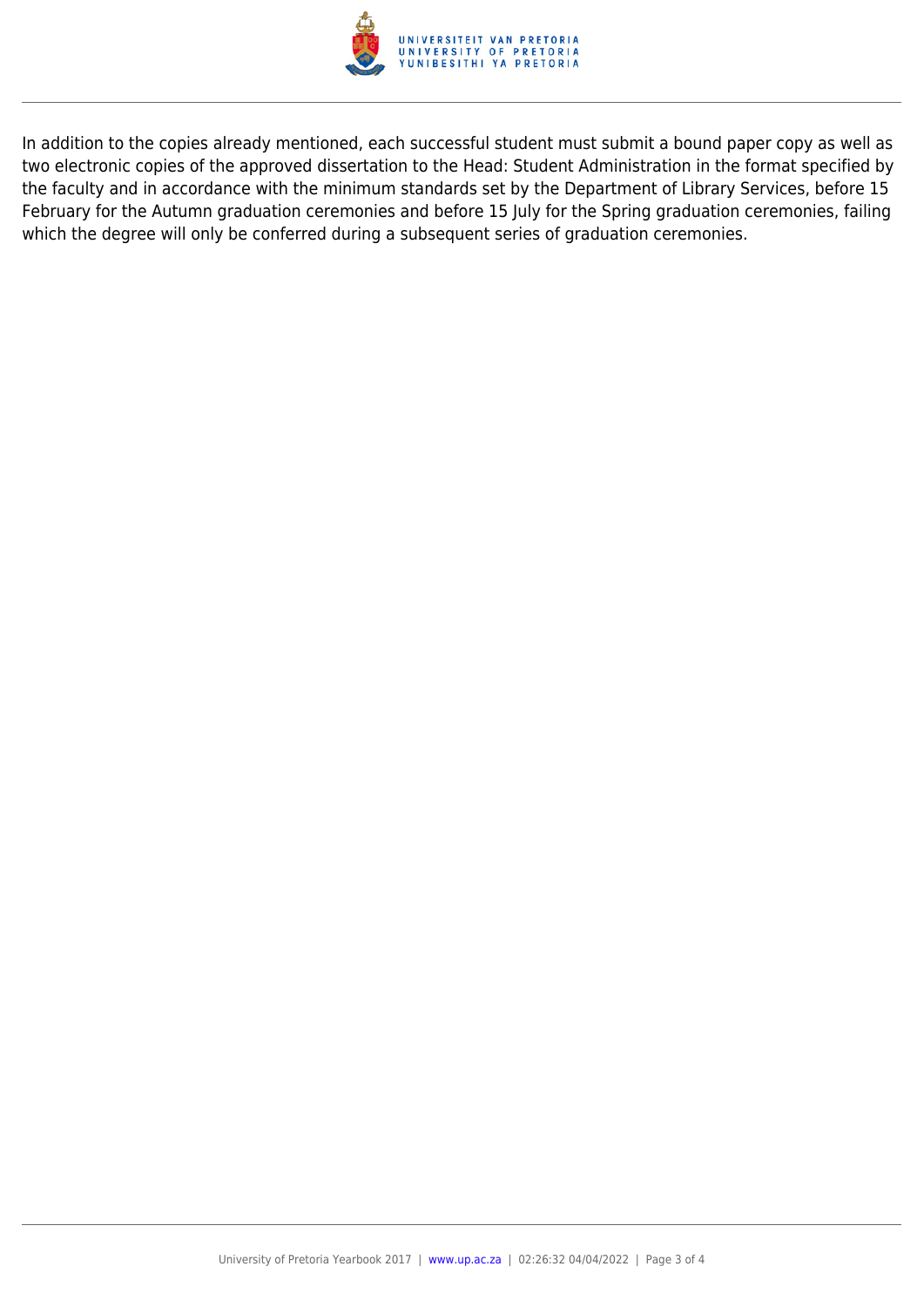In addition to the copies already mentioned, each successful student must submit a bound paper copy as well as two electronic copies of the approved dissertation to the Head: Student Administration in the format specified by the faculty and in accordance with the minimum standards set by the Department of Library Services, before 15 February for the Autumn graduation ceremonies and before 15 July for the Spring graduation ceremonies, failing which the degree will only be conferred during a subsequent series of graduation ceremonies.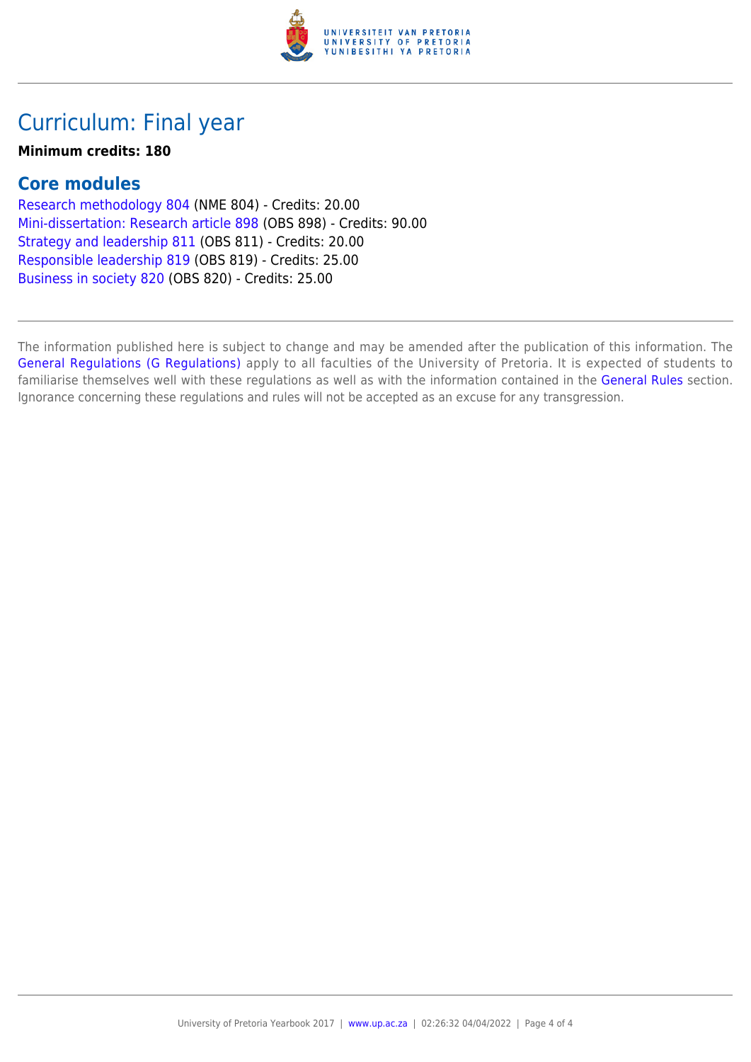## Curriculum: Final year

**Minimum credits: 180**

### Core modules

Research methodology 804 (NME 804) - Credits: 20.00
Mini-dissertation: Research article 898 (OBS 898) - Credits: 90.00
Strategy and leadership 811 (OBS 811) - Credits: 20.00
Responsible leadership 819 (OBS 819) - Credits: 25.00
Business in society 820 (OBS 820) - Credits: 25.00

---

The information published here is subject to change and may be amended after the publication of this information. The General Regulations (G Regulations) apply to all faculties of the University of Pretoria. It is expected of students to familiarise themselves well with these regulations as well as with the information contained in the General Rules section. Ignorance concerning these regulations and rules will not be accepted as an excuse for any transgression.